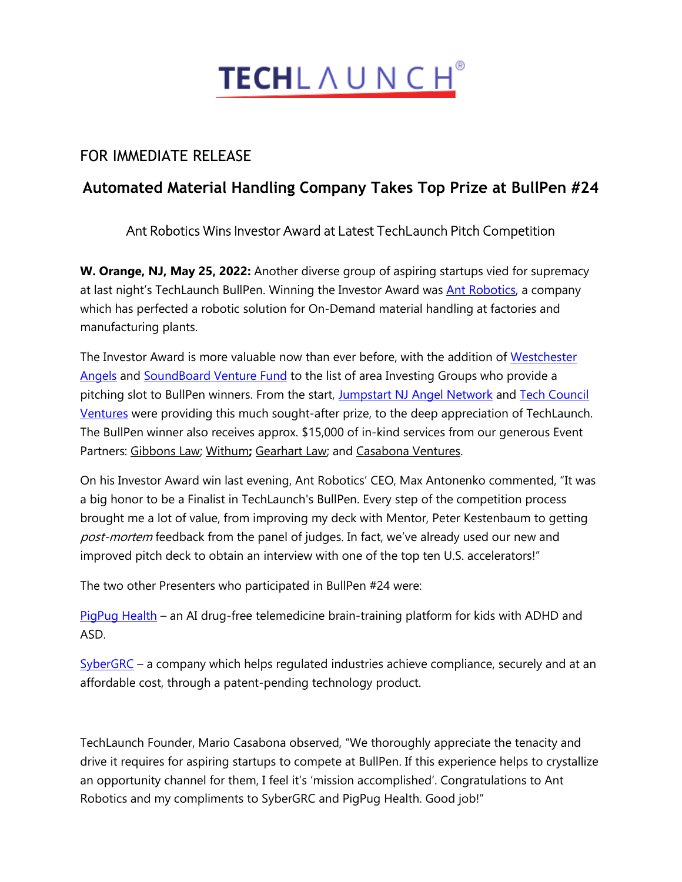# TECHLAUNCH®

FOR IMMEDIATE RELEASE

## Automated Material Handling Company Takes Top Prize at BullPen #24

### Ant Robotics Wins Investor Award at Latest TechLaunch Pitch Competition

**W. Orange, NJ, May 25, 2022:** Another diverse group of aspiring startups vied for supremacy at last night's TechLaunch BullPen. Winning the Investor Award was Ant Robotics, a company which has perfected a robotic solution for On-Demand material handling at factories and manufacturing plants.

The Investor Award is more valuable now than ever before, with the addition of Westchester Angels and SoundBoard Venture Fund to the list of area Investing Groups who provide a pitching slot to BullPen winners. From the start, Jumpstart NJ Angel Network and Tech Council Ventures were providing this much sought-after prize, to the deep appreciation of TechLaunch. The BullPen winner also receives approx. $15,000 of in-kind services from our generous Event Partners: Gibbons Law; Withum**;** Gearhart Law; and Casabona Ventures.

On his Investor Award win last evening, Ant Robotics' CEO, Max Antonenko commented, "It was a big honor to be a Finalist in TechLaunch's BullPen. Every step of the competition process brought me a lot of value, from improving my deck with Mentor, Peter Kestenbaum to getting *post-mortem* feedback from the panel of judges. In fact, we've already used our new and improved pitch deck to obtain an interview with one of the top ten U.S. accelerators!"

The two other Presenters who participated in BullPen #24 were:

PigPug Health – an AI drug-free telemedicine brain-training platform for kids with ADHD and ASD.

SyberGRC – a company which helps regulated industries achieve compliance, securely and at an affordable cost, through a patent-pending technology product.

TechLaunch Founder, Mario Casabona observed, "We thoroughly appreciate the tenacity and drive it requires for aspiring startups to compete at BullPen. If this experience helps to crystallize an opportunity channel for them, I feel it's 'mission accomplished'. Congratulations to Ant Robotics and my compliments to SyberGRC and PigPug Health. Good job!"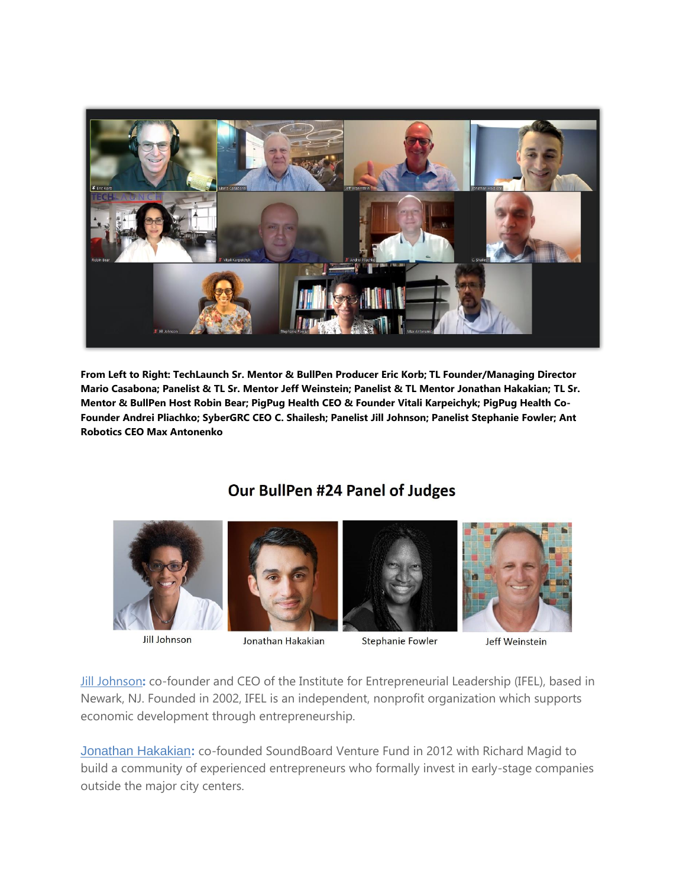**From Left to Right: TechLaunch Sr. Mentor & BullPen Producer Eric Korb; TL Founder/Managing Director Mario Casabona; Panelist & TL Sr. Mentor Jeff Weinstein; Panelist & TL Mentor Jonathan Hakakian; TL Sr. Mentor & BullPen Host Robin Bear; PigPug Health CEO & Founder Vitali Karpeichyk; PigPug Health Co-Founder Andrei Pliachko; SyberGRC CEO C. Shailesh; Panelist Jill Johnson; Panelist Stephanie Fowler; Ant Robotics CEO Max Antonenko**

## Our BullPen #24 Panel of Judges

Jill Johnson | Jonathan Hakakian | Stephanie Fowler | Jeff Weinstein

Jill Johnson**:** co-founder and CEO of the Institute for Entrepreneurial Leadership (IFEL), based in Newark, NJ. Founded in 2002, IFEL is an independent, nonprofit organization which supports economic development through entrepreneurship.

Jonathan Hakakian**:** co-founded SoundBoard Venture Fund in 2012 with Richard Magid to build a community of experienced entrepreneurs who formally invest in early-stage companies outside the major city centers.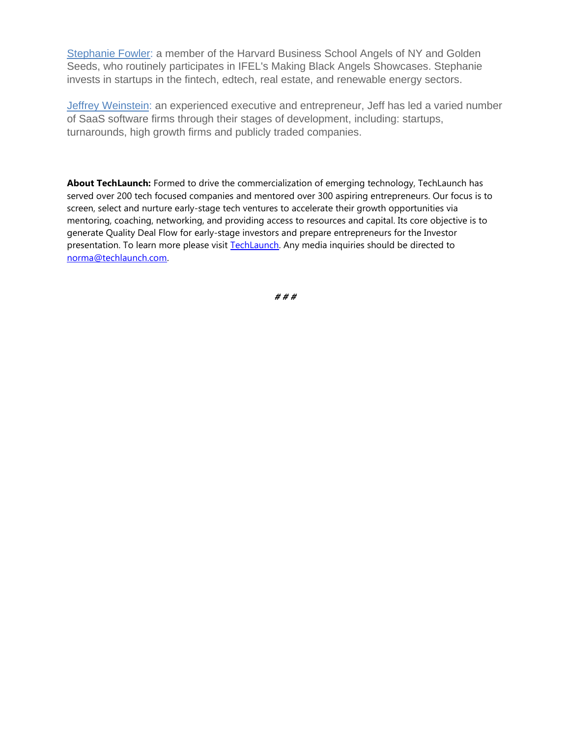[Stephanie Fowler](): a member of the Harvard Business School Angels of NY and Golden Seeds, who routinely participates in IFEL's Making Black Angels Showcases. Stephanie invests in startups in the fintech, edtech, real estate, and renewable energy sectors.

[Jeffrey Weinstein](): an experienced executive and entrepreneur, Jeff has led a varied number of SaaS software firms through their stages of development, including: startups, turnarounds, high growth firms and publicly traded companies.

**About TechLaunch:** Formed to drive the commercialization of emerging technology, TechLaunch has served over 200 tech focused companies and mentored over 300 aspiring entrepreneurs. Our focus is to screen, select and nurture early-stage tech ventures to accelerate their growth opportunities via mentoring, coaching, networking, and providing access to resources and capital. Its core objective is to generate Quality Deal Flow for early-stage investors and prepare entrepreneurs for the Investor presentation. To learn more please visit [TechLaunch](). Any media inquiries should be directed to [norma@techlaunch.com](mailto:norma@techlaunch.com).

***# # #***